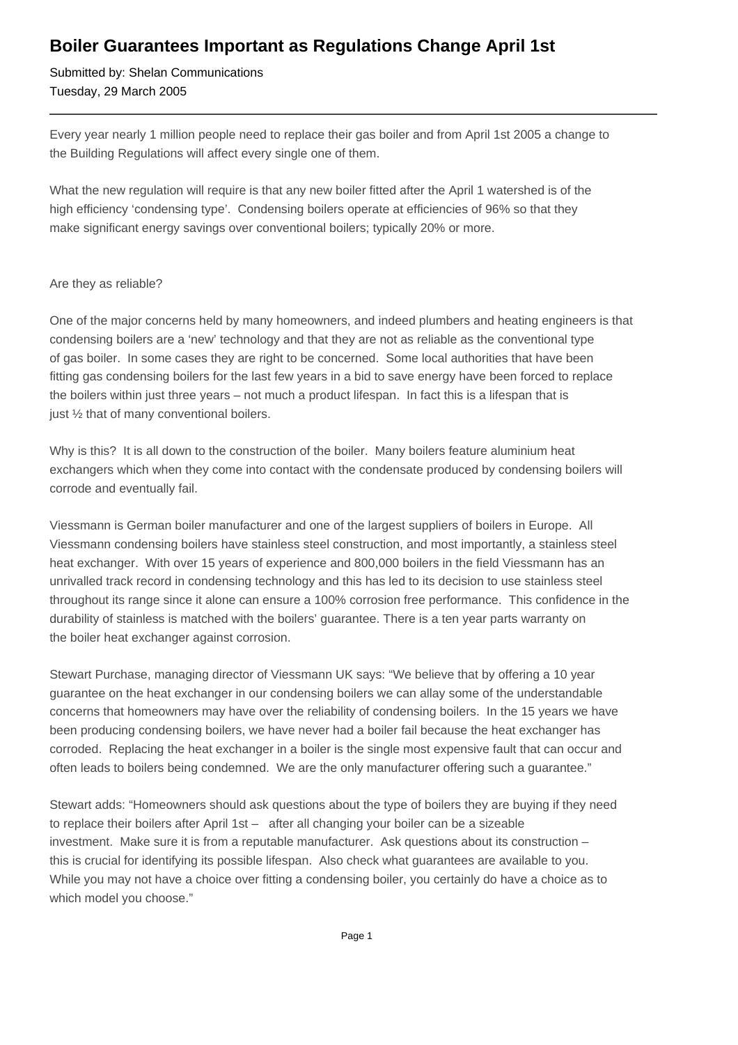# Boiler Guarantees Important as Regulations Change April 1st

Submitted by: Shelan Communications
Tuesday, 29 March 2005

---

Every year nearly 1 million people need to replace their gas boiler and from April 1st 2005 a change to the Building Regulations will affect every single one of them.

What the new regulation will require is that any new boiler fitted after the April 1 watershed is of the high efficiency 'condensing type'. Condensing boilers operate at efficiencies of 96% so that they make significant energy savings over conventional boilers; typically 20% or more.

Are they as reliable?

One of the major concerns held by many homeowners, and indeed plumbers and heating engineers is that condensing boilers are a 'new' technology and that they are not as reliable as the conventional type of gas boiler. In some cases they are right to be concerned. Some local authorities that have been fitting gas condensing boilers for the last few years in a bid to save energy have been forced to replace the boilers within just three years – not much a product lifespan. In fact this is a lifespan that is just ½ that of many conventional boilers.

Why is this? It is all down to the construction of the boiler. Many boilers feature aluminium heat exchangers which when they come into contact with the condensate produced by condensing boilers will corrode and eventually fail.

Viessmann is German boiler manufacturer and one of the largest suppliers of boilers in Europe. All Viessmann condensing boilers have stainless steel construction, and most importantly, a stainless steel heat exchanger. With over 15 years of experience and 800,000 boilers in the field Viessmann has an unrivalled track record in condensing technology and this has led to its decision to use stainless steel throughout its range since it alone can ensure a 100% corrosion free performance. This confidence in the durability of stainless is matched with the boilers' guarantee. There is a ten year parts warranty on the boiler heat exchanger against corrosion.

Stewart Purchase, managing director of Viessmann UK says: "We believe that by offering a 10 year guarantee on the heat exchanger in our condensing boilers we can allay some of the understandable concerns that homeowners may have over the reliability of condensing boilers. In the 15 years we have been producing condensing boilers, we have never had a boiler fail because the heat exchanger has corroded. Replacing the heat exchanger in a boiler is the single most expensive fault that can occur and often leads to boilers being condemned. We are the only manufacturer offering such a guarantee."

Stewart adds: "Homeowners should ask questions about the type of boilers they are buying if they need to replace their boilers after April 1st – after all changing your boiler can be a sizeable investment. Make sure it is from a reputable manufacturer. Ask questions about its construction – this is crucial for identifying its possible lifespan. Also check what guarantees are available to you. While you may not have a choice over fitting a condensing boiler, you certainly do have a choice as to which model you choose."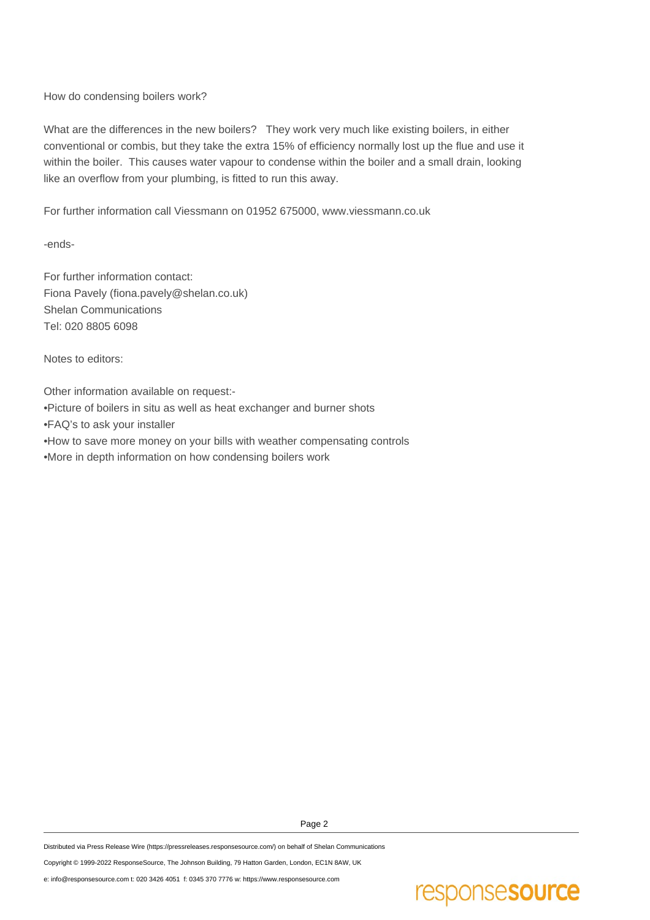How do condensing boilers work?

What are the differences in the new boilers? They work very much like existing boilers, in either conventional or combis, but they take the extra 15% of efficiency normally lost up the flue and use it within the boiler. This causes water vapour to condense within the boiler and a small drain, looking like an overflow from your plumbing, is fitted to run this away.

For further information call Viessmann on 01952 675000, www.viessmann.co.uk

-ends-

For further information contact:
Fiona Pavely (fiona.pavely@shelan.co.uk)
Shelan Communications
Tel: 020 8805 6098

Notes to editors:

Other information available on request:-

- Picture of boilers in situ as well as heat exchanger and burner shots
- FAQ's to ask your installer
- How to save more money on your bills with weather compensating controls
- More in depth information on how condensing boilers work